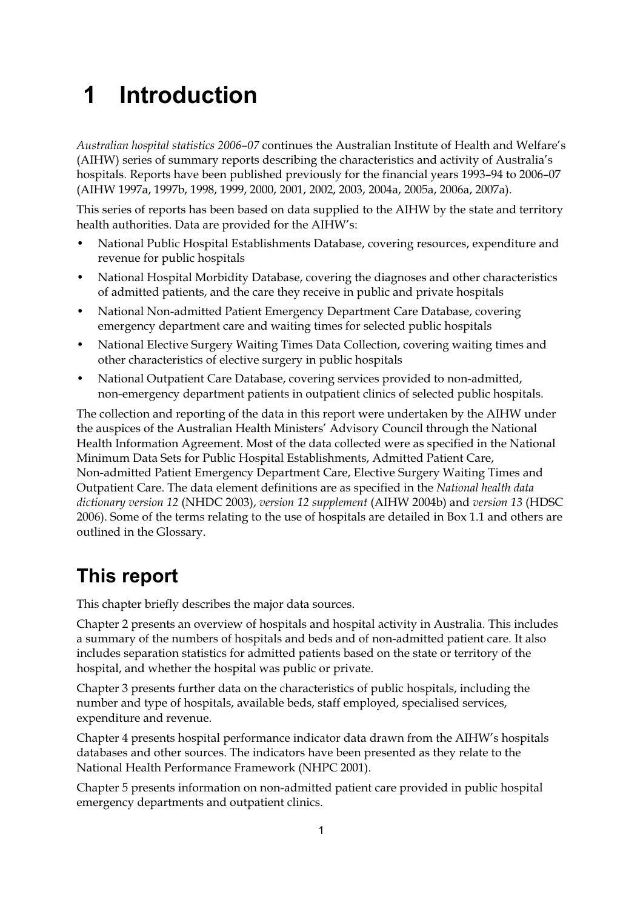# 1 Introduction

*Australian hospital statistics 2006–07* continues the Australian Institute of Health and Welfare's (AIHW) series of summary reports describing the characteristics and activity of Australia's hospitals. Reports have been published previously for the financial years 1993–94 to 2006–07 (AIHW 1997a, 1997b, 1998, 1999, 2000, 2001, 2002, 2003, 2004a, 2005a, 2006a, 2007a).

This series of reports has been based on data supplied to the AIHW by the state and territory health authorities. Data are provided for the AIHW's:

- National Public Hospital Establishments Database, covering resources, expenditure and revenue for public hospitals
- National Hospital Morbidity Database, covering the diagnoses and other characteristics of admitted patients, and the care they receive in public and private hospitals
- National Non-admitted Patient Emergency Department Care Database, covering emergency department care and waiting times for selected public hospitals
- National Elective Surgery Waiting Times Data Collection, covering waiting times and other characteristics of elective surgery in public hospitals
- National Outpatient Care Database, covering services provided to non-admitted, non-emergency department patients in outpatient clinics of selected public hospitals.

The collection and reporting of the data in this report were undertaken by the AIHW under the auspices of the Australian Health Ministers' Advisory Council through the National Health Information Agreement. Most of the data collected were as specified in the National Minimum Data Sets for Public Hospital Establishments, Admitted Patient Care, Non-admitted Patient Emergency Department Care, Elective Surgery Waiting Times and Outpatient Care. The data element definitions are as specified in the *National health data dictionary version 12* (NHDC 2003), *version 12 supplement* (AIHW 2004b) and *version 13* (HDSC 2006). Some of the terms relating to the use of hospitals are detailed in Box 1.1 and others are outlined in the Glossary.

## This report

This chapter briefly describes the major data sources.

Chapter 2 presents an overview of hospitals and hospital activity in Australia. This includes a summary of the numbers of hospitals and beds and of non-admitted patient care. It also includes separation statistics for admitted patients based on the state or territory of the hospital, and whether the hospital was public or private.

Chapter 3 presents further data on the characteristics of public hospitals, including the number and type of hospitals, available beds, staff employed, specialised services, expenditure and revenue.

Chapter 4 presents hospital performance indicator data drawn from the AIHW's hospitals databases and other sources. The indicators have been presented as they relate to the National Health Performance Framework (NHPC 2001).

Chapter 5 presents information on non-admitted patient care provided in public hospital emergency departments and outpatient clinics.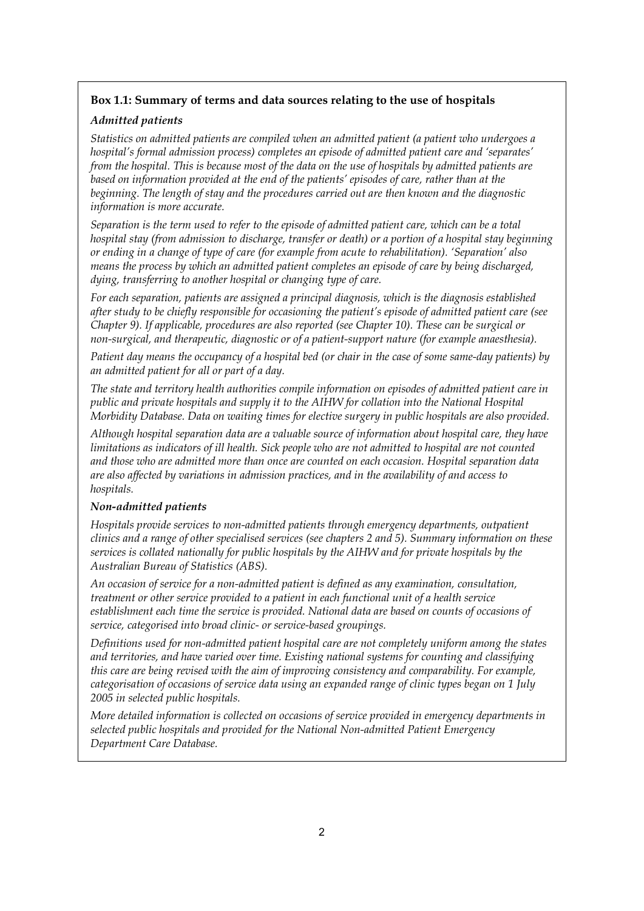**Box 1.1: Summary of terms and data sources relating to the use of hospitals**

***Admitted patients***

*Statistics on admitted patients are compiled when an admitted patient (a patient who undergoes a hospital's formal admission process) completes an episode of admitted patient care and 'separates' from the hospital. This is because most of the data on the use of hospitals by admitted patients are based on information provided at the end of the patients' episodes of care, rather than at the beginning. The length of stay and the procedures carried out are then known and the diagnostic information is more accurate.*

*Separation is the term used to refer to the episode of admitted patient care, which can be a total hospital stay (from admission to discharge, transfer or death) or a portion of a hospital stay beginning or ending in a change of type of care (for example from acute to rehabilitation). 'Separation' also means the process by which an admitted patient completes an episode of care by being discharged, dying, transferring to another hospital or changing type of care.*

*For each separation, patients are assigned a principal diagnosis, which is the diagnosis established after study to be chiefly responsible for occasioning the patient's episode of admitted patient care (see Chapter 9). If applicable, procedures are also reported (see Chapter 10). These can be surgical or non-surgical, and therapeutic, diagnostic or of a patient-support nature (for example anaesthesia).*

*Patient day means the occupancy of a hospital bed (or chair in the case of some same-day patients) by an admitted patient for all or part of a day.*

*The state and territory health authorities compile information on episodes of admitted patient care in public and private hospitals and supply it to the AIHW for collation into the National Hospital Morbidity Database. Data on waiting times for elective surgery in public hospitals are also provided.*

*Although hospital separation data are a valuable source of information about hospital care, they have limitations as indicators of ill health. Sick people who are not admitted to hospital are not counted and those who are admitted more than once are counted on each occasion. Hospital separation data are also affected by variations in admission practices, and in the availability of and access to hospitals.*

***Non-admitted patients***

*Hospitals provide services to non-admitted patients through emergency departments, outpatient clinics and a range of other specialised services (see chapters 2 and 5). Summary information on these services is collated nationally for public hospitals by the AIHW and for private hospitals by the Australian Bureau of Statistics (ABS).*

*An occasion of service for a non-admitted patient is defined as any examination, consultation, treatment or other service provided to a patient in each functional unit of a health service establishment each time the service is provided. National data are based on counts of occasions of service, categorised into broad clinic- or service-based groupings.*

*Definitions used for non-admitted patient hospital care are not completely uniform among the states and territories, and have varied over time. Existing national systems for counting and classifying this care are being revised with the aim of improving consistency and comparability. For example, categorisation of occasions of service data using an expanded range of clinic types began on 1 July 2005 in selected public hospitals.*

*More detailed information is collected on occasions of service provided in emergency departments in selected public hospitals and provided for the National Non-admitted Patient Emergency Department Care Database.*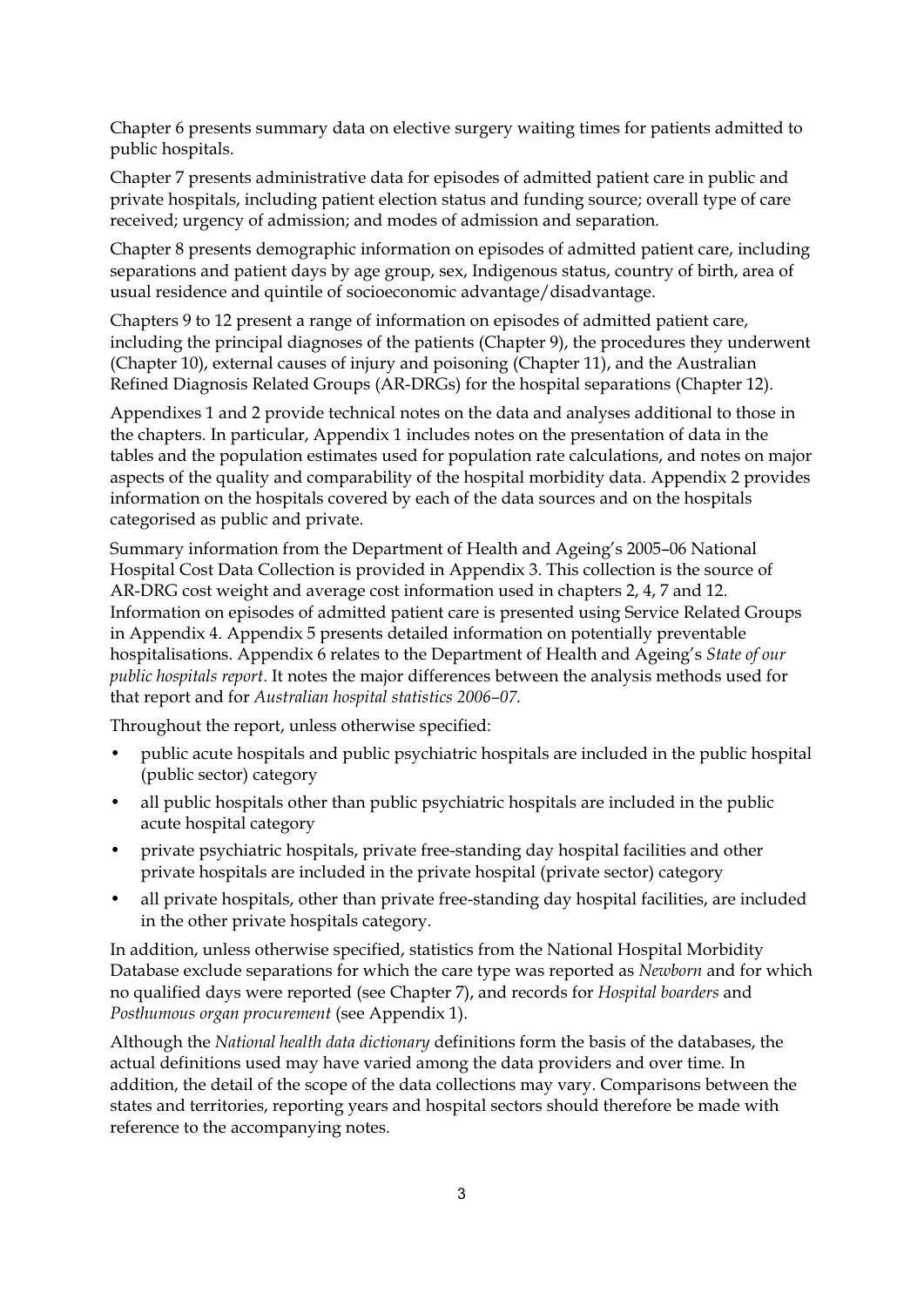Chapter 6 presents summary data on elective surgery waiting times for patients admitted to public hospitals.

Chapter 7 presents administrative data for episodes of admitted patient care in public and private hospitals, including patient election status and funding source; overall type of care received; urgency of admission; and modes of admission and separation.

Chapter 8 presents demographic information on episodes of admitted patient care, including separations and patient days by age group, sex, Indigenous status, country of birth, area of usual residence and quintile of socioeconomic advantage/disadvantage.

Chapters 9 to 12 present a range of information on episodes of admitted patient care, including the principal diagnoses of the patients (Chapter 9), the procedures they underwent (Chapter 10), external causes of injury and poisoning (Chapter 11), and the Australian Refined Diagnosis Related Groups (AR-DRGs) for the hospital separations (Chapter 12).

Appendixes 1 and 2 provide technical notes on the data and analyses additional to those in the chapters. In particular, Appendix 1 includes notes on the presentation of data in the tables and the population estimates used for population rate calculations, and notes on major aspects of the quality and comparability of the hospital morbidity data. Appendix 2 provides information on the hospitals covered by each of the data sources and on the hospitals categorised as public and private.

Summary information from the Department of Health and Ageing's 2005–06 National Hospital Cost Data Collection is provided in Appendix 3. This collection is the source of AR-DRG cost weight and average cost information used in chapters 2, 4, 7 and 12. Information on episodes of admitted patient care is presented using Service Related Groups in Appendix 4. Appendix 5 presents detailed information on potentially preventable hospitalisations. Appendix 6 relates to the Department of Health and Ageing's *State of our public hospitals report*. It notes the major differences between the analysis methods used for that report and for *Australian hospital statistics 2006–07*.

Throughout the report, unless otherwise specified:

- public acute hospitals and public psychiatric hospitals are included in the public hospital (public sector) category
- all public hospitals other than public psychiatric hospitals are included in the public acute hospital category
- private psychiatric hospitals, private free-standing day hospital facilities and other private hospitals are included in the private hospital (private sector) category
- all private hospitals, other than private free-standing day hospital facilities, are included in the other private hospitals category.

In addition, unless otherwise specified, statistics from the National Hospital Morbidity Database exclude separations for which the care type was reported as *Newborn* and for which no qualified days were reported (see Chapter 7), and records for *Hospital boarders* and *Posthumous organ procurement* (see Appendix 1).

Although the *National health data dictionary* definitions form the basis of the databases, the actual definitions used may have varied among the data providers and over time. In addition, the detail of the scope of the data collections may vary. Comparisons between the states and territories, reporting years and hospital sectors should therefore be made with reference to the accompanying notes.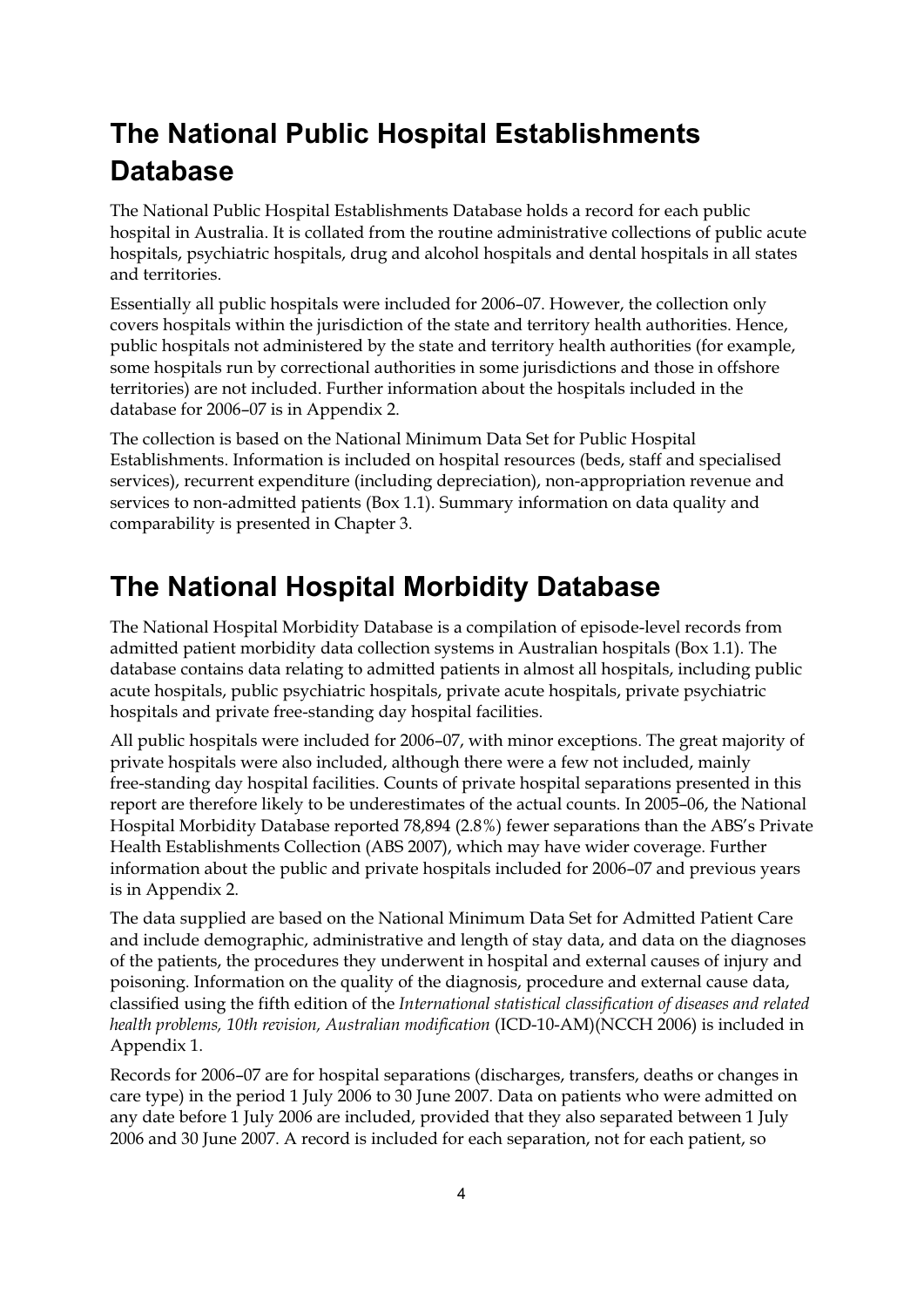# The National Public Hospital Establishments Database

The National Public Hospital Establishments Database holds a record for each public hospital in Australia. It is collated from the routine administrative collections of public acute hospitals, psychiatric hospitals, drug and alcohol hospitals and dental hospitals in all states and territories.

Essentially all public hospitals were included for 2006–07. However, the collection only covers hospitals within the jurisdiction of the state and territory health authorities. Hence, public hospitals not administered by the state and territory health authorities (for example, some hospitals run by correctional authorities in some jurisdictions and those in offshore territories) are not included. Further information about the hospitals included in the database for 2006–07 is in Appendix 2.

The collection is based on the National Minimum Data Set for Public Hospital Establishments. Information is included on hospital resources (beds, staff and specialised services), recurrent expenditure (including depreciation), non-appropriation revenue and services to non-admitted patients (Box 1.1). Summary information on data quality and comparability is presented in Chapter 3.

# The National Hospital Morbidity Database

The National Hospital Morbidity Database is a compilation of episode-level records from admitted patient morbidity data collection systems in Australian hospitals (Box 1.1). The database contains data relating to admitted patients in almost all hospitals, including public acute hospitals, public psychiatric hospitals, private acute hospitals, private psychiatric hospitals and private free-standing day hospital facilities.

All public hospitals were included for 2006–07, with minor exceptions. The great majority of private hospitals were also included, although there were a few not included, mainly free-standing day hospital facilities. Counts of private hospital separations presented in this report are therefore likely to be underestimates of the actual counts. In 2005–06, the National Hospital Morbidity Database reported 78,894 (2.8%) fewer separations than the ABS's Private Health Establishments Collection (ABS 2007), which may have wider coverage. Further information about the public and private hospitals included for 2006–07 and previous years is in Appendix 2.

The data supplied are based on the National Minimum Data Set for Admitted Patient Care and include demographic, administrative and length of stay data, and data on the diagnoses of the patients, the procedures they underwent in hospital and external causes of injury and poisoning. Information on the quality of the diagnosis, procedure and external cause data, classified using the fifth edition of the *International statistical classification of diseases and related health problems, 10th revision, Australian modification* (ICD-10-AM)(NCCH 2006) is included in Appendix 1.

Records for 2006–07 are for hospital separations (discharges, transfers, deaths or changes in care type) in the period 1 July 2006 to 30 June 2007. Data on patients who were admitted on any date before 1 July 2006 are included, provided that they also separated between 1 July 2006 and 30 June 2007. A record is included for each separation, not for each patient, so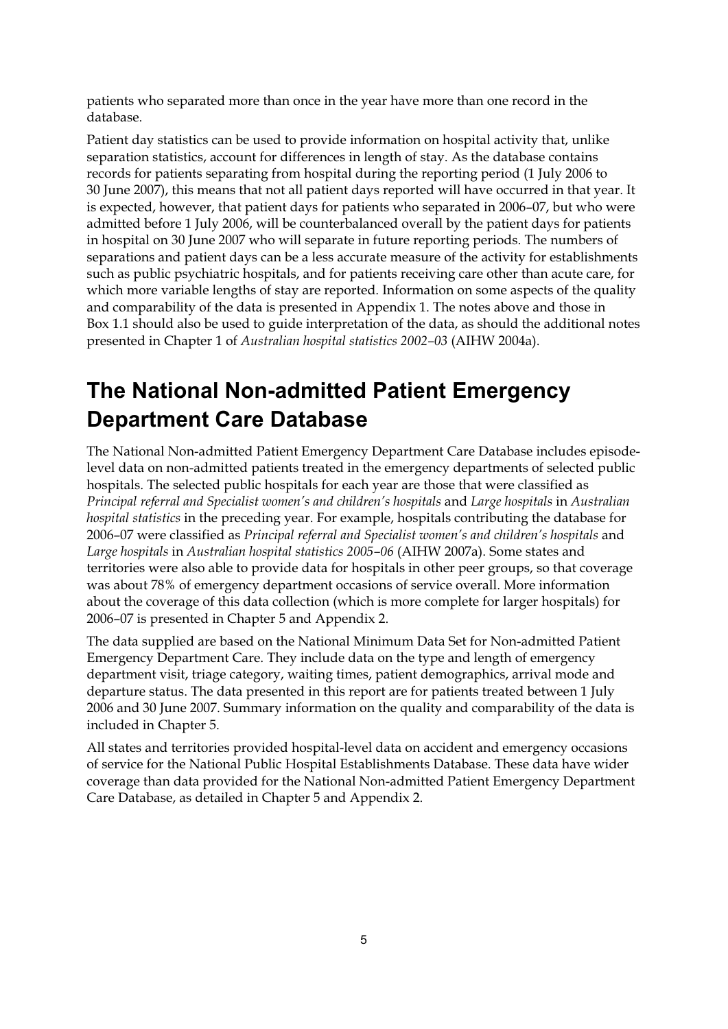patients who separated more than once in the year have more than one record in the database.

Patient day statistics can be used to provide information on hospital activity that, unlike separation statistics, account for differences in length of stay. As the database contains records for patients separating from hospital during the reporting period (1 July 2006 to 30 June 2007), this means that not all patient days reported will have occurred in that year. It is expected, however, that patient days for patients who separated in 2006–07, but who were admitted before 1 July 2006, will be counterbalanced overall by the patient days for patients in hospital on 30 June 2007 who will separate in future reporting periods. The numbers of separations and patient days can be a less accurate measure of the activity for establishments such as public psychiatric hospitals, and for patients receiving care other than acute care, for which more variable lengths of stay are reported. Information on some aspects of the quality and comparability of the data is presented in Appendix 1. The notes above and those in Box 1.1 should also be used to guide interpretation of the data, as should the additional notes presented in Chapter 1 of *Australian hospital statistics 2002–03* (AIHW 2004a).

## The National Non-admitted Patient Emergency Department Care Database

The National Non-admitted Patient Emergency Department Care Database includes episode-level data on non-admitted patients treated in the emergency departments of selected public hospitals. The selected public hospitals for each year are those that were classified as *Principal referral and Specialist women's and children's hospitals* and *Large hospitals* in *Australian hospital statistics* in the preceding year. For example, hospitals contributing the database for 2006–07 were classified as *Principal referral and Specialist women's and children's hospitals* and *Large hospitals* in *Australian hospital statistics 2005–06* (AIHW 2007a). Some states and territories were also able to provide data for hospitals in other peer groups, so that coverage was about 78% of emergency department occasions of service overall. More information about the coverage of this data collection (which is more complete for larger hospitals) for 2006–07 is presented in Chapter 5 and Appendix 2.

The data supplied are based on the National Minimum Data Set for Non-admitted Patient Emergency Department Care. They include data on the type and length of emergency department visit, triage category, waiting times, patient demographics, arrival mode and departure status. The data presented in this report are for patients treated between 1 July 2006 and 30 June 2007. Summary information on the quality and comparability of the data is included in Chapter 5.

All states and territories provided hospital-level data on accident and emergency occasions of service for the National Public Hospital Establishments Database. These data have wider coverage than data provided for the National Non-admitted Patient Emergency Department Care Database, as detailed in Chapter 5 and Appendix 2.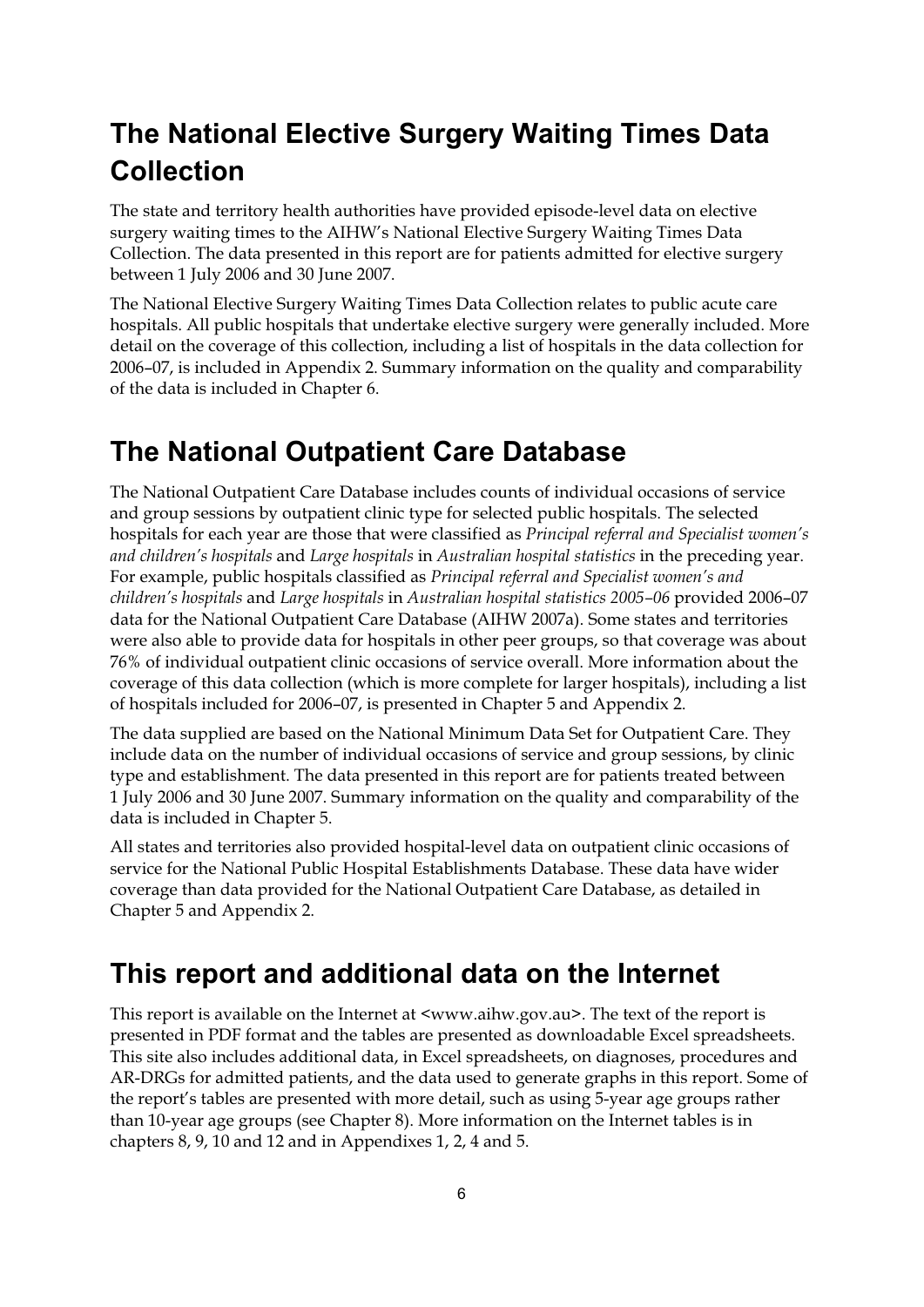## The National Elective Surgery Waiting Times Data Collection

The state and territory health authorities have provided episode-level data on elective surgery waiting times to the AIHW's National Elective Surgery Waiting Times Data Collection. The data presented in this report are for patients admitted for elective surgery between 1 July 2006 and 30 June 2007.

The National Elective Surgery Waiting Times Data Collection relates to public acute care hospitals. All public hospitals that undertake elective surgery were generally included. More detail on the coverage of this collection, including a list of hospitals in the data collection for 2006–07, is included in Appendix 2. Summary information on the quality and comparability of the data is included in Chapter 6.

## The National Outpatient Care Database

The National Outpatient Care Database includes counts of individual occasions of service and group sessions by outpatient clinic type for selected public hospitals. The selected hospitals for each year are those that were classified as *Principal referral and Specialist women's and children's hospitals* and *Large hospitals* in *Australian hospital statistics* in the preceding year. For example, public hospitals classified as *Principal referral and Specialist women's and children's hospitals* and *Large hospitals* in *Australian hospital statistics 2005–06* provided 2006–07 data for the National Outpatient Care Database (AIHW 2007a). Some states and territories were also able to provide data for hospitals in other peer groups, so that coverage was about 76% of individual outpatient clinic occasions of service overall. More information about the coverage of this data collection (which is more complete for larger hospitals), including a list of hospitals included for 2006–07, is presented in Chapter 5 and Appendix 2.

The data supplied are based on the National Minimum Data Set for Outpatient Care. They include data on the number of individual occasions of service and group sessions, by clinic type and establishment. The data presented in this report are for patients treated between 1 July 2006 and 30 June 2007. Summary information on the quality and comparability of the data is included in Chapter 5.

All states and territories also provided hospital-level data on outpatient clinic occasions of service for the National Public Hospital Establishments Database. These data have wider coverage than data provided for the National Outpatient Care Database, as detailed in Chapter 5 and Appendix 2.

## This report and additional data on the Internet

This report is available on the Internet at <www.aihw.gov.au>. The text of the report is presented in PDF format and the tables are presented as downloadable Excel spreadsheets. This site also includes additional data, in Excel spreadsheets, on diagnoses, procedures and AR-DRGs for admitted patients, and the data used to generate graphs in this report. Some of the report's tables are presented with more detail, such as using 5-year age groups rather than 10-year age groups (see Chapter 8). More information on the Internet tables is in chapters 8, 9, 10 and 12 and in Appendixes 1, 2, 4 and 5.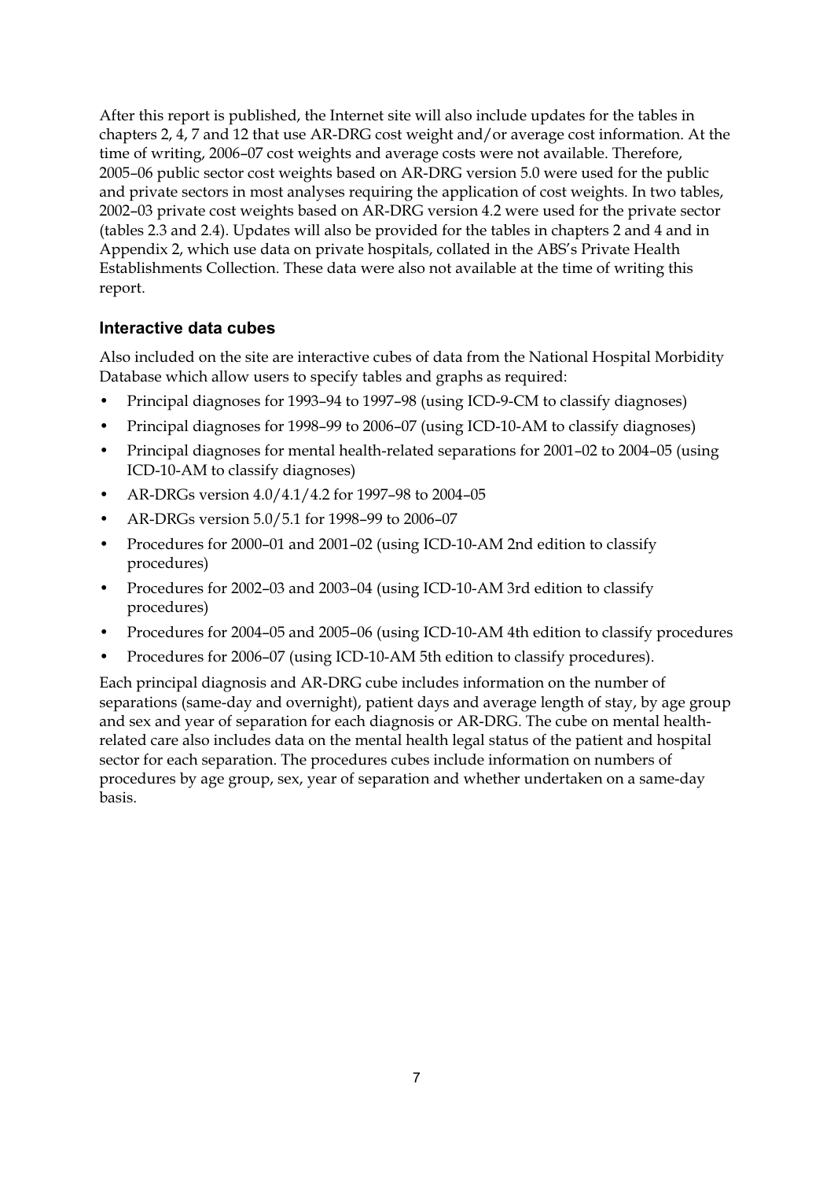After this report is published, the Internet site will also include updates for the tables in chapters 2, 4, 7 and 12 that use AR-DRG cost weight and/or average cost information. At the time of writing, 2006–07 cost weights and average costs were not available. Therefore, 2005–06 public sector cost weights based on AR-DRG version 5.0 were used for the public and private sectors in most analyses requiring the application of cost weights. In two tables, 2002–03 private cost weights based on AR-DRG version 4.2 were used for the private sector (tables 2.3 and 2.4). Updates will also be provided for the tables in chapters 2 and 4 and in Appendix 2, which use data on private hospitals, collated in the ABS's Private Health Establishments Collection. These data were also not available at the time of writing this report.

### Interactive data cubes

Also included on the site are interactive cubes of data from the National Hospital Morbidity Database which allow users to specify tables and graphs as required:

- Principal diagnoses for 1993–94 to 1997–98 (using ICD-9-CM to classify diagnoses)
- Principal diagnoses for 1998–99 to 2006–07 (using ICD-10-AM to classify diagnoses)
- Principal diagnoses for mental health-related separations for 2001–02 to 2004–05 (using ICD-10-AM to classify diagnoses)
- AR-DRGs version 4.0/4.1/4.2 for 1997–98 to 2004–05
- AR-DRGs version 5.0/5.1 for 1998–99 to 2006–07
- Procedures for 2000–01 and 2001–02 (using ICD-10-AM 2nd edition to classify procedures)
- Procedures for 2002–03 and 2003–04 (using ICD-10-AM 3rd edition to classify procedures)
- Procedures for 2004–05 and 2005–06 (using ICD-10-AM 4th edition to classify procedures
- Procedures for 2006–07 (using ICD-10-AM 5th edition to classify procedures).

Each principal diagnosis and AR-DRG cube includes information on the number of separations (same-day and overnight), patient days and average length of stay, by age group and sex and year of separation for each diagnosis or AR-DRG. The cube on mental health-related care also includes data on the mental health legal status of the patient and hospital sector for each separation. The procedures cubes include information on numbers of procedures by age group, sex, year of separation and whether undertaken on a same-day basis.